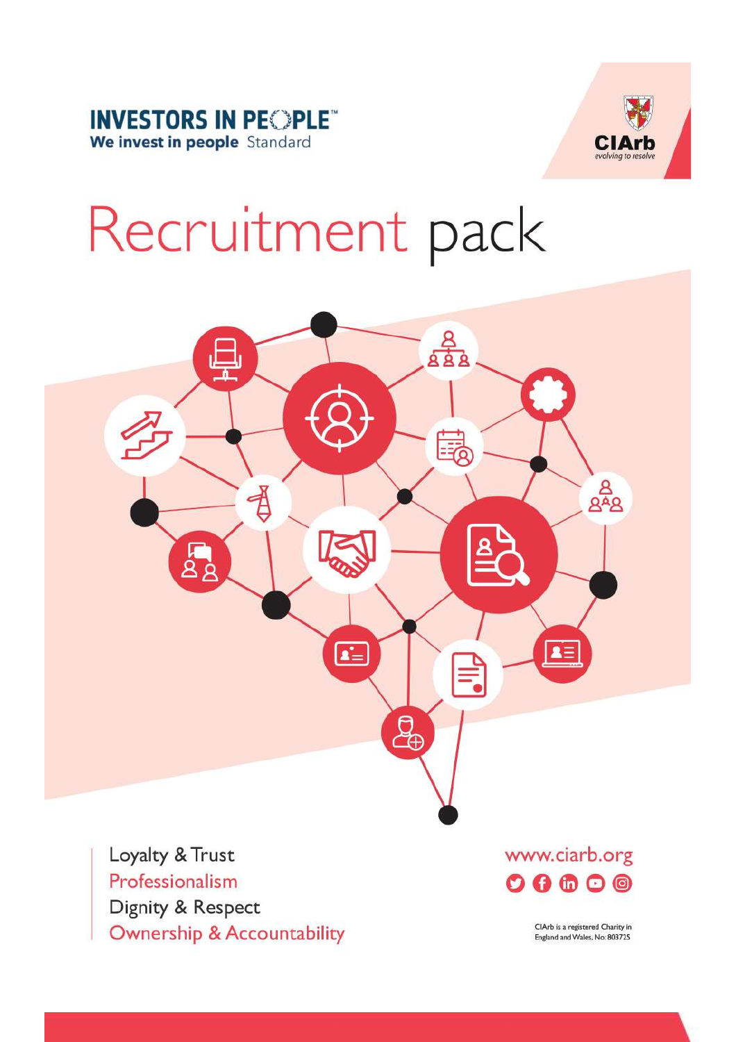**INVESTORS IN PEOPLE™**
**We invest in people** Standard

**CIArb**
*evolving to resolve*

# Recruitment pack

Loyalty & Trust
Professionalism
Dignity & Respect
Ownership & Accountability

www.ciarb.org

CIArb is a registered Charity in England and Wales. No: 803725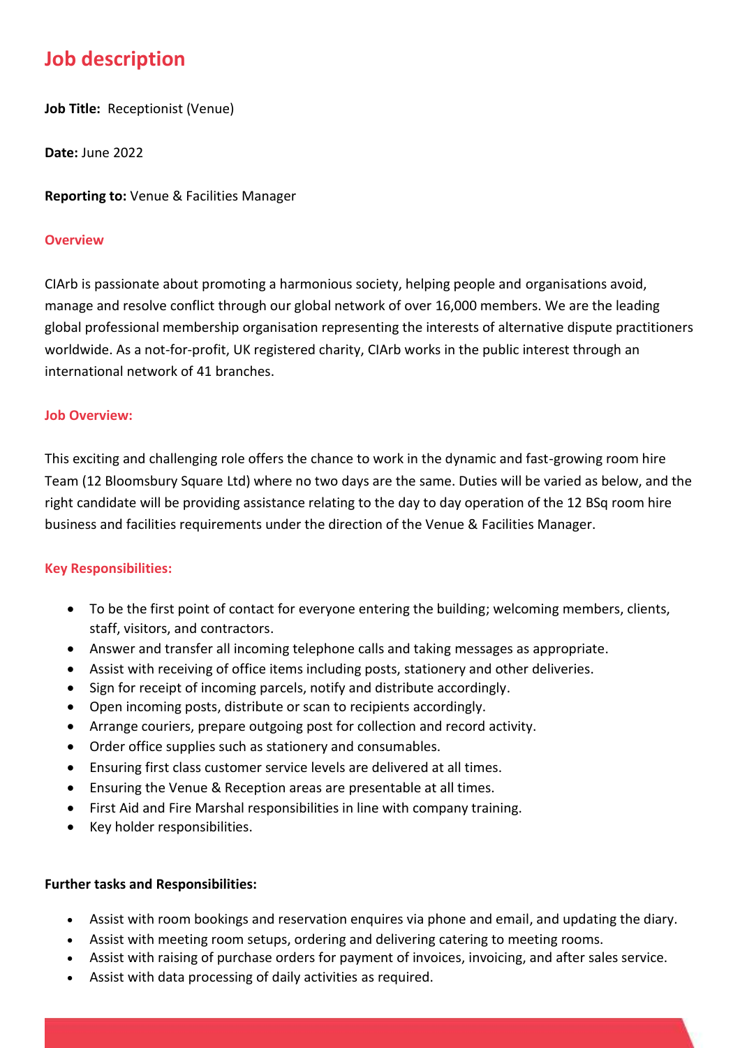# Job description

**Job Title:** Receptionist (Venue)

**Date:** June 2022

**Reporting to:** Venue & Facilities Manager

## Overview

CIArb is passionate about promoting a harmonious society, helping people and organisations avoid, manage and resolve conflict through our global network of over 16,000 members. We are the leading global professional membership organisation representing the interests of alternative dispute practitioners worldwide. As a not-for-profit, UK registered charity, CIArb works in the public interest through an international network of 41 branches.

## Job Overview:

This exciting and challenging role offers the chance to work in the dynamic and fast-growing room hire Team (12 Bloomsbury Square Ltd) where no two days are the same. Duties will be varied as below, and the right candidate will be providing assistance relating to the day to day operation of the 12 BSq room hire business and facilities requirements under the direction of the Venue & Facilities Manager.

## Key Responsibilities:

- To be the first point of contact for everyone entering the building; welcoming members, clients, staff, visitors, and contractors.
- Answer and transfer all incoming telephone calls and taking messages as appropriate.
- Assist with receiving of office items including posts, stationery and other deliveries.
- Sign for receipt of incoming parcels, notify and distribute accordingly.
- Open incoming posts, distribute or scan to recipients accordingly.
- Arrange couriers, prepare outgoing post for collection and record activity.
- Order office supplies such as stationery and consumables.
- Ensuring first class customer service levels are delivered at all times.
- Ensuring the Venue & Reception areas are presentable at all times.
- First Aid and Fire Marshal responsibilities in line with company training.
- Key holder responsibilities.

**Further tasks and Responsibilities:**

- Assist with room bookings and reservation enquires via phone and email, and updating the diary.
- Assist with meeting room setups, ordering and delivering catering to meeting rooms.
- Assist with raising of purchase orders for payment of invoices, invoicing, and after sales service.
- Assist with data processing of daily activities as required.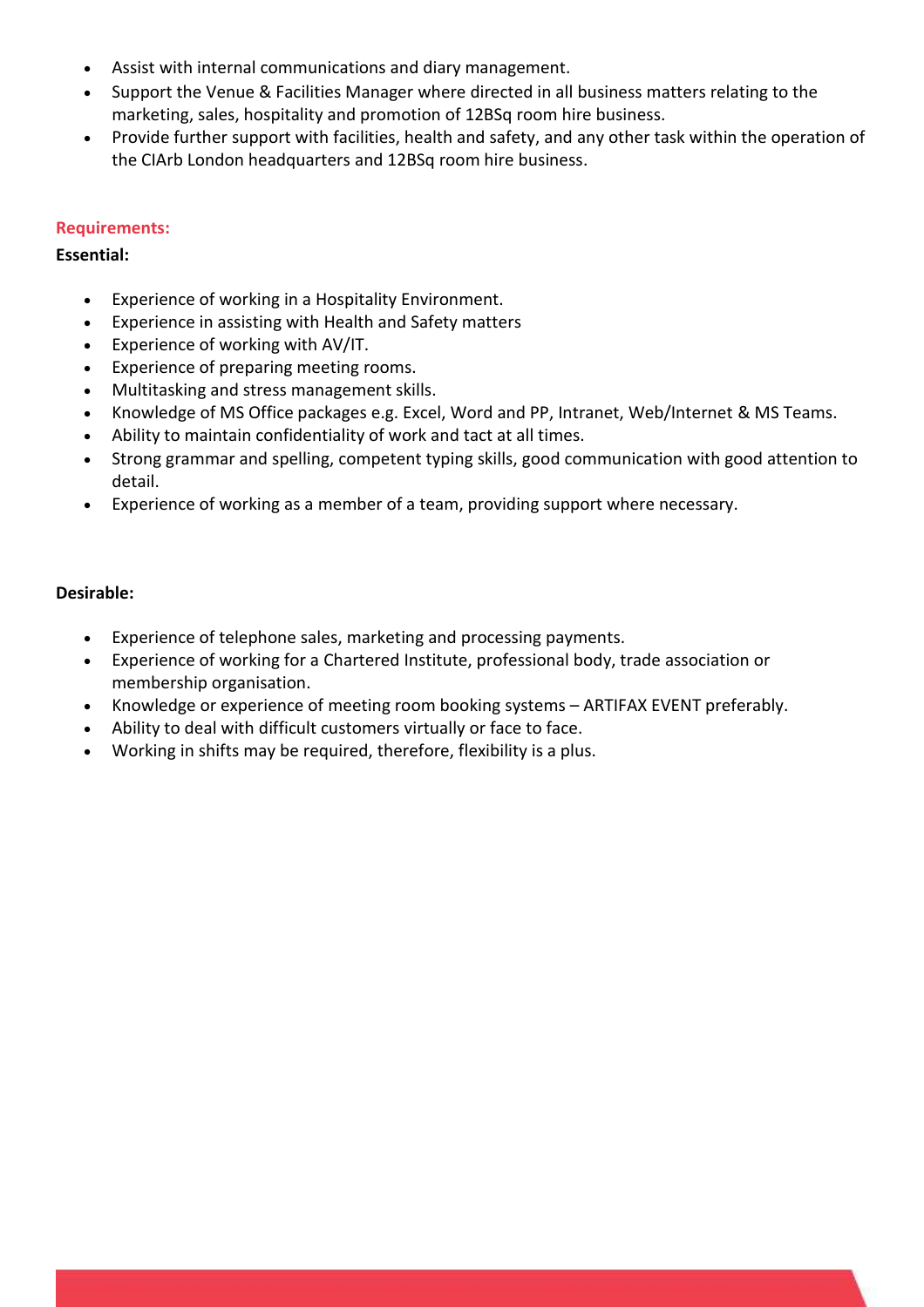- Assist with internal communications and diary management.
- Support the Venue & Facilities Manager where directed in all business matters relating to the marketing, sales, hospitality and promotion of 12BSq room hire business.
- Provide further support with facilities, health and safety, and any other task within the operation of the CIArb London headquarters and 12BSq room hire business.

## Requirements:

**Essential:**

- Experience of working in a Hospitality Environment.
- Experience in assisting with Health and Safety matters
- Experience of working with AV/IT.
- Experience of preparing meeting rooms.
- Multitasking and stress management skills.
- Knowledge of MS Office packages e.g. Excel, Word and PP, Intranet, Web/Internet & MS Teams.
- Ability to maintain confidentiality of work and tact at all times.
- Strong grammar and spelling, competent typing skills, good communication with good attention to detail.
- Experience of working as a member of a team, providing support where necessary.

**Desirable:**

- Experience of telephone sales, marketing and processing payments.
- Experience of working for a Chartered Institute, professional body, trade association or membership organisation.
- Knowledge or experience of meeting room booking systems – ARTIFAX EVENT preferably.
- Ability to deal with difficult customers virtually or face to face.
- Working in shifts may be required, therefore, flexibility is a plus.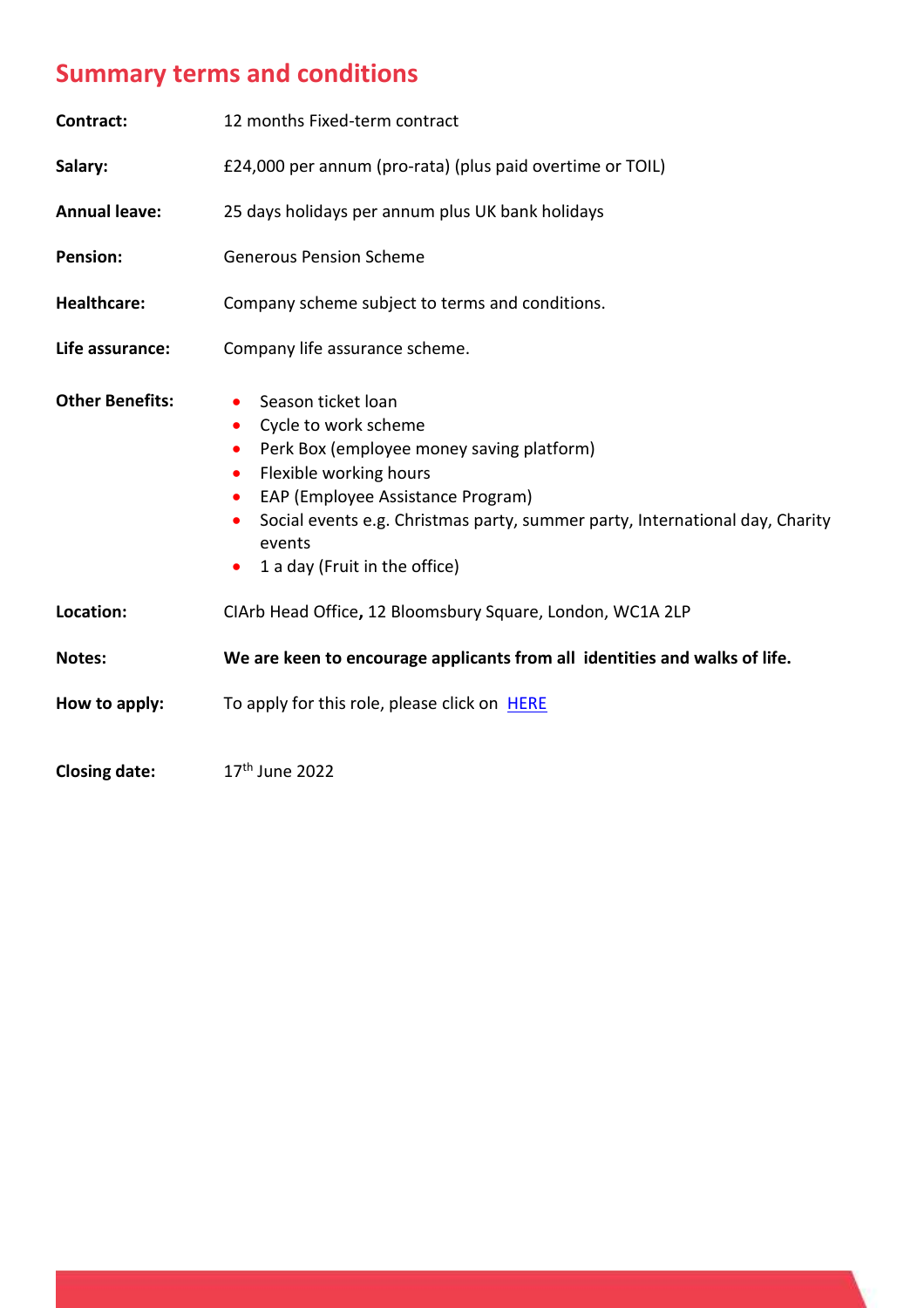## Summary terms and conditions

**Contract:** 12 months Fixed-term contract

**Salary:** £24,000 per annum (pro-rata) (plus paid overtime or TOIL)

**Annual leave:** 25 days holidays per annum plus UK bank holidays

**Pension:** Generous Pension Scheme

**Healthcare:** Company scheme subject to terms and conditions.

**Life assurance:** Company life assurance scheme.

**Other Benefits:**

- Season ticket loan
- Cycle to work scheme
- Perk Box (employee money saving platform)
- Flexible working hours
- EAP (Employee Assistance Program)
- Social events e.g. Christmas party, summer party, International day, Charity events
- 1 a day (Fruit in the office)

**Location:** CIArb Head Office**,** 12 Bloomsbury Square, London, WC1A 2LP

**Notes:** **We are keen to encourage applicants from all identities and walks of life.**

**How to apply:** To apply for this role, please click on HERE

**Closing date:** 17th June 2022